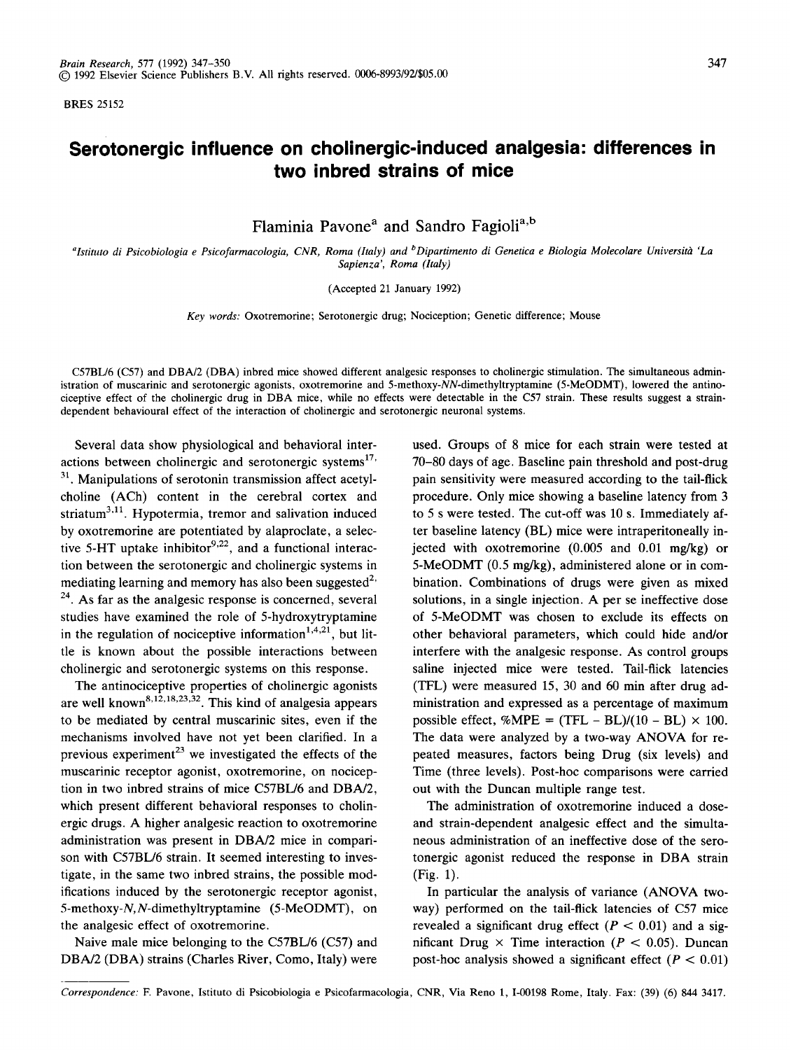BRES 25152

# Serotonergic influence on cholinergic-induced analgesia: differences in two inbred strains of mice

Flaminia Pavone[a] and Sandro Fagioli[a,b]

[a]Istituto di Psicobiologia e Psicofarmacologia, CNR, Roma (Italy) and [b]Dipartimento di Genetica e Biologia Molecolare Università 'La Sapienza', Roma (Italy)

(Accepted 21 January 1992)

*Key words:* Oxotremorine; Serotonergic drug; Nociception; Genetic difference; Mouse

C57BL/6 (C57) and DBA/2 (DBA) inbred mice showed different analgesic responses to cholinergic stimulation. The simultaneous administration of muscarinic and serotonergic agonists, oxotremorine and 5-methoxy-*NN*-dimethyltryptamine (5-MeODMT), lowered the antinociceptive effect of the cholinergic drug in DBA mice, while no effects were detectable in the C57 strain. These results suggest a strain-dependent behavioural effect of the interaction of cholinergic and serotonergic neuronal systems.

Several data show physiological and behavioral interactions between cholinergic and serotonergic systems[17,31]. Manipulations of serotonin transmission affect acetylcholine (ACh) content in the cerebral cortex and striatum[3,11]. Hypotermia, tremor and salivation induced by oxotremorine are potentiated by alaproclate, a selective 5-HT uptake inhibitor[9,22], and a functional interaction between the serotonergic and cholinergic systems in mediating learning and memory has also been suggested[2,24]. As far as the analgesic response is concerned, several studies have examined the role of 5-hydroxytryptamine in the regulation of nociceptive information[1,4,21], but little is known about the possible interactions between cholinergic and serotonergic systems on this response.

The antinociceptive properties of cholinergic agonists are well known[8,12,18,23,32]. This kind of analgesia appears to be mediated by central muscarinic sites, even if the mechanisms involved have not yet been clarified. In a previous experiment[23] we investigated the effects of the muscarinic receptor agonist, oxotremorine, on nociception in two inbred strains of mice C57BL/6 and DBA/2, which present different behavioral responses to cholinergic drugs. A higher analgesic reaction to oxotremorine administration was present in DBA/2 mice in comparison with C57BL/6 strain. It seemed interesting to investigate, in the same two inbred strains, the possible modifications induced by the serotonergic receptor agonist, 5-methoxy-*N,N*-dimethyltryptamine (5-MeODMT), on the analgesic effect of oxotremorine.

Naive male mice belonging to the C57BL/6 (C57) and DBA/2 (DBA) strains (Charles River, Como, Italy) were used. Groups of 8 mice for each strain were tested at 70–80 days of age. Baseline pain threshold and post-drug pain sensitivity were measured according to the tail-flick procedure. Only mice showing a baseline latency from 3 to 5 s were tested. The cut-off was 10 s. Immediately after baseline latency (BL) mice were intraperitoneally injected with oxotremorine (0.005 and 0.01 mg/kg) or 5-MeODMT (0.5 mg/kg), administered alone or in combination. Combinations of drugs were given as mixed solutions, in a single injection. A per se ineffective dose of 5-MeODMT was chosen to exclude its effects on other behavioral parameters, which could hide and/or interfere with the analgesic response. As control groups saline injected mice were tested. Tail-flick latencies (TFL) were measured 15, 30 and 60 min after drug administration and expressed as a percentage of maximum possible effect, $\%MPE = (TFL - BL)/(10 - BL) \times 100$. The data were analyzed by a two-way ANOVA for repeated measures, factors being Drug (six levels) and Time (three levels). Post-hoc comparisons were carried out with the Duncan multiple range test.

The administration of oxotremorine induced a dose- and strain-dependent analgesic effect and the simultaneous administration of an ineffective dose of the serotonergic agonist reduced the response in DBA strain (Fig. 1).

In particular the analysis of variance (ANOVA two-way) performed on the tail-flick latencies of C57 mice revealed a significant drug effect ($P < 0.01$) and a significant Drug × Time interaction ($P < 0.05$). Duncan post-hoc analysis showed a significant effect ($P < 0.01$)

*Correspondence:* F. Pavone, Istituto di Psicobiologia e Psicofarmacologia, CNR, Via Reno 1, I-00198 Rome, Italy. Fax: (39) (6) 844 3417.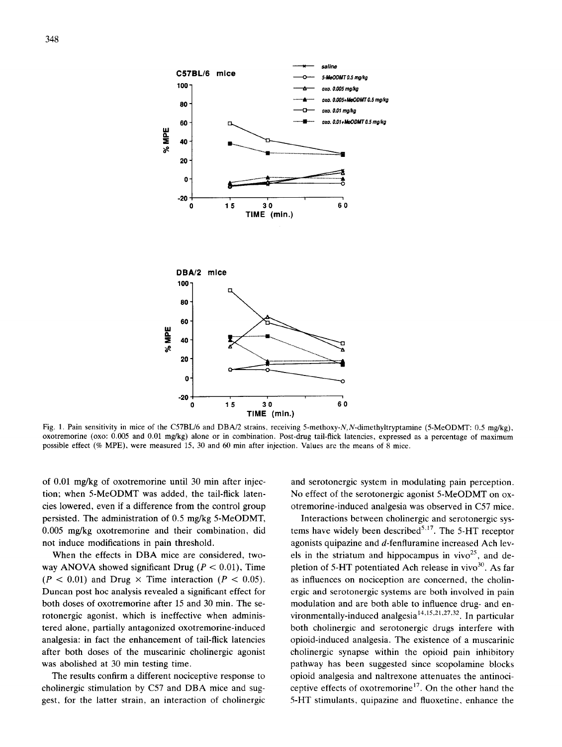Fig. 1. Pain sensitivity in mice of the C57BL/6 and DBA/2 strains, receiving 5-methoxy-*N,N*-dimethyltryptamine (5-MeODMT: 0.5 mg/kg), oxotremorine (oxo: 0.005 and 0.01 mg/kg) alone or in combination. Post-drug tail-flick latencies, expressed as a percentage of maximum possible effect (% MPE), were measured 15, 30 and 60 min after injection. Values are the means of 8 mice.

of 0.01 mg/kg of oxotremorine until 30 min after injection; when 5-MeODMT was added, the tail-flick latencies lowered, even if a difference from the control group persisted. The administration of 0.5 mg/kg 5-MeODMT, 0.005 mg/kg oxotremorine and their combination, did not induce modifications in pain threshold.

When the effects in DBA mice are considered, two-way ANOVA showed significant Drug ($P < 0.01$), Time ($P < 0.01$) and Drug × Time interaction ($P < 0.05$). Duncan post hoc analysis revealed a significant effect for both doses of oxotremorine after 15 and 30 min. The serotonergic agonist, which is ineffective when administered alone, partially antagonized oxotremorine-induced analgesia: in fact the enhancement of tail-flick latencies after both doses of the muscarinic cholinergic agonist was abolished at 30 min testing time.

The results confirm a different nociceptive response to cholinergic stimulation by C57 and DBA mice and suggest, for the latter strain, an interaction of cholinergic and serotonergic system in modulating pain perception. No effect of the serotonergic agonist 5-MeODMT on oxotremorine-induced analgesia was observed in C57 mice.

Interactions between cholinergic and serotonergic systems have widely been described[5,17]. The 5-HT receptor agonists quipazine and *d*-fenfluramine increased Ach levels in the striatum and hippocampus in vivo[25], and depletion of 5-HT potentiated Ach release in vivo[30]. As far as influences on nociception are concerned, the cholinergic and serotonergic systems are both involved in pain modulation and are both able to influence drug- and environmentally-induced analgesia[14,15,21,27,32]. In particular both cholinergic and serotonergic drugs interfere with opioid-induced analgesia. The existence of a muscarinic cholinergic synapse within the opioid pain inhibitory pathway has been suggested since scopolamine blocks opioid analgesia and naltrexone attenuates the antinociceptive effects of oxotremorine[17]. On the other hand the 5-HT stimulants, quipazine and fluoxetine, enhance the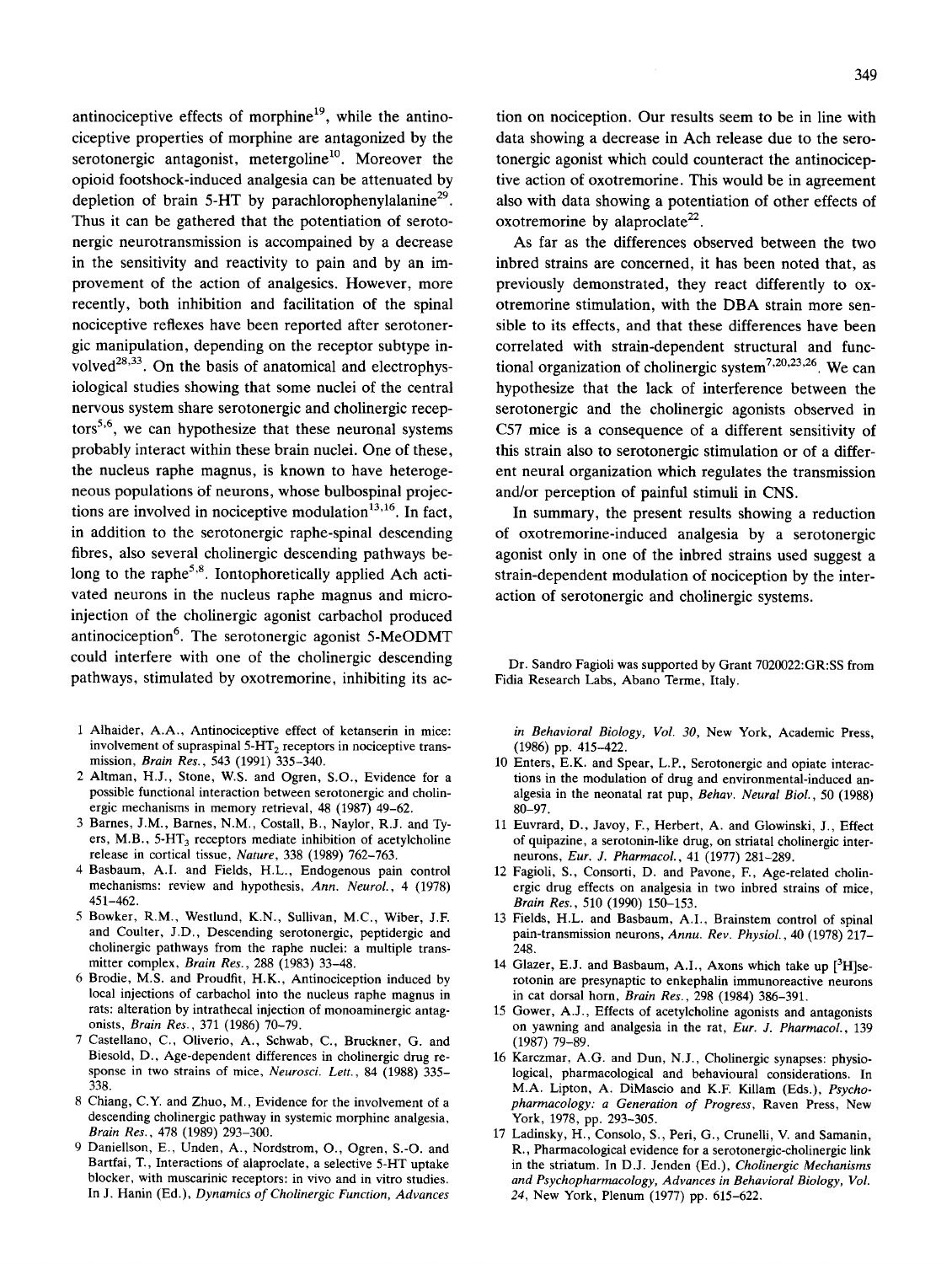antinociceptive effects of morphine[19], while the antinociceptive properties of morphine are antagonized by the serotonergic antagonist, metergoline[10]. Moreover the opioid footshock-induced analgesia can be attenuated by depletion of brain 5-HT by parachlorophenylalanine[29]. Thus it can be gathered that the potentiation of serotonergic neurotransmission is accompanied by a decrease in the sensitivity and reactivity to pain and by an improvement of the action of analgesics. However, more recently, both inhibition and facilitation of the spinal nociceptive reflexes have been reported after serotonergic manipulation, depending on the receptor subtype involved[28,33]. On the basis of anatomical and electrophysiological studies showing that some nuclei of the central nervous system share serotonergic and cholinergic receptors[5,6], we can hypothesize that these neuronal systems probably interact within these brain nuclei. One of these, the nucleus raphe magnus, is known to have heterogeneous populations of neurons, whose bulbospinal projections are involved in nociceptive modulation[13,16]. In fact, in addition to the serotonergic raphe-spinal descending fibres, also several cholinergic descending pathways belong to the raphe[5,8]. Iontophoretically applied Ach activated neurons in the nucleus raphe magnus and microinjection of the cholinergic agonist carbachol produced antinociception[6]. The serotonergic agonist 5-MeODMT could interfere with one of the cholinergic descending pathways, stimulated by oxotremorine, inhibiting its action on nociception. Our results seem to be in line with data showing a decrease in Ach release due to the serotonergic agonist which could counteract the antinociceptive action of oxotremorine. This would be in agreement also with data showing a potentiation of other effects of oxotremorine by alaproclate[22].

As far as the differences observed between the two inbred strains are concerned, it has been noted that, as previously demonstrated, they react differently to oxotremorine stimulation, with the DBA strain more sensible to its effects, and that these differences have been correlated with strain-dependent structural and functional organization of cholinergic system[7,20,23,26]. We can hypothesize that the lack of interference between the serotonergic and the cholinergic agonists observed in C57 mice is a consequence of a different sensitivity of this strain also to serotonergic stimulation or of a different neural organization which regulates the transmission and/or perception of painful stimuli in CNS.

In summary, the present results showing a reduction of oxotremorine-induced analgesia by a serotonergic agonist only in one of the inbred strains used suggest a strain-dependent modulation of nociception by the interaction of serotonergic and cholinergic systems.

Dr. Sandro Fagioli was supported by Grant 7020022:GR:SS from Fidia Research Labs, Abano Terme, Italy.

1 Alhaider, A.A., Antinociceptive effect of ketanserin in mice: involvement of supraspinal 5-$HT_2$ receptors in nociceptive transmission, *Brain Res.*, 543 (1991) 335–340.

2 Altman, H.J., Stone, W.S. and Ogren, S.O., Evidence for a possible functional interaction between serotonergic and cholinergic mechanisms in memory retrieval, 48 (1987) 49–62.

3 Barnes, J.M., Barnes, N.M., Costall, B., Naylor, R.J. and Tyers, M.B., 5-$HT_3$ receptors mediate inhibition of acetylcholine release in cortical tissue, *Nature*, 338 (1989) 762–763.

4 Basbaum, A.I. and Fields, H.L., Endogenous pain control mechanisms: review and hypothesis, *Ann. Neurol.*, 4 (1978) 451–462.

5 Bowker, R.M., Westlund, K.N., Sullivan, M.C., Wiber, J.F. and Coulter, J.D., Descending serotonergic, peptidergic and cholinergic pathways from the raphe nuclei: a multiple transmitter complex, *Brain Res.*, 288 (1983) 33–48.

6 Brodie, M.S. and Proudfit, H.K., Antinociception induced by local injections of carbachol into the nucleus raphe magnus in rats: alteration by intrathecal injection of monoaminergic antagonists, *Brain Res.*, 371 (1986) 70–79.

7 Castellano, C., Oliverio, A., Schwab, C., Bruckner, G. and Biesold, D., Age-dependent differences in cholinergic drug response in two strains of mice, *Neurosci. Lett.*, 84 (1988) 335–338.

8 Chiang, C.Y. and Zhuo, M., Evidence for the involvement of a descending cholinergic pathway in systemic morphine analgesia, *Brain Res.*, 478 (1989) 293–300.

9 Daniellson, E., Unden, A., Nordstrom, O., Ogren, S.-O. and Bartfai, T., Interactions of alaproclate, a selective 5-HT uptake blocker, with muscarinic receptors: in vivo and in vitro studies. In J. Hanin (Ed.), *Dynamics of Cholinergic Function, Advances in Behavioral Biology, Vol. 30*, New York, Academic Press, (1986) pp. 415–422.

10 Enters, E.K. and Spear, L.P., Serotonergic and opiate interactions in the modulation of drug and environmental-induced analgesia in the neonatal rat pup, *Behav. Neural Biol.*, 50 (1988) 80–97.

11 Euvrard, D., Javoy, F., Herbert, A. and Glowinski, J., Effect of quipazine, a serotonin-like drug, on striatal cholinergic interneurons, *Eur. J. Pharmacol.*, 41 (1977) 281–289.

12 Fagioli, S., Consorti, D. and Pavone, F., Age-related cholinergic drug effects on analgesia in two inbred strains of mice, *Brain Res.*, 510 (1990) 150–153.

13 Fields, H.L. and Basbaum, A.I., Brainstem control of spinal pain-transmission neurons, *Annu. Rev. Physiol.*, 40 (1978) 217–248.

14 Glazer, E.J. and Basbaum, A.I., Axons which take up [$^3$H]serotonin are presynaptic to enkephalin immunoreactive neurons in cat dorsal horn, *Brain Res.*, 298 (1984) 386–391.

15 Gower, A.J., Effects of acetylcholine agonists and antagonists on yawning and analgesia in the rat, *Eur. J. Pharmacol.*, 139 (1987) 79–89.

16 Karczmar, A.G. and Dun, N.J., Cholinergic synapses: physiological, pharmacological and behavioural considerations. In M.A. Lipton, A. DiMascio and K.F. Killam (Eds.), *Psychopharmacology: a Generation of Progress*, Raven Press, New York, 1978, pp. 293–305.

17 Ladinsky, H., Consolo, S., Peri, G., Crunelli, V. and Samanin, R., Pharmacological evidence for a serotonergic-cholinergic link in the striatum. In D.J. Jenden (Ed.), *Cholinergic Mechanisms and Psychopharmacology, Advances in Behavioral Biology, Vol. 24*, New York, Plenum (1977) pp. 615–622.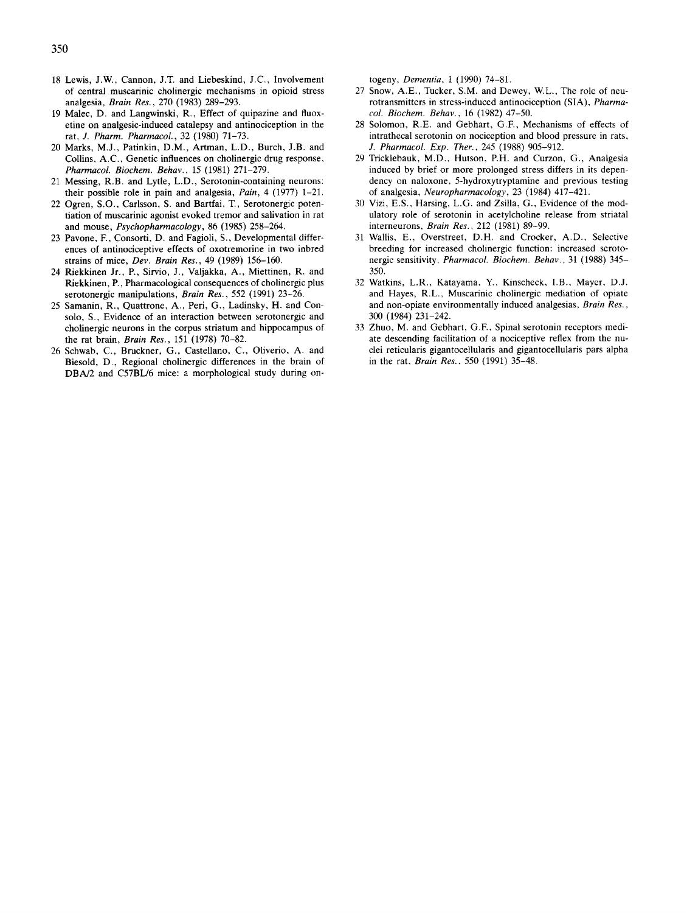18 Lewis, J.W., Cannon, J.T. and Liebeskind, J.C., Involvement of central muscarinic cholinergic mechanisms in opioid stress analgesia, *Brain Res.*, 270 (1983) 289–293.

19 Malec, D. and Langwinski, R., Effect of quipazine and fluoxetine on analgesic-induced catalepsy and antinociception in the rat, *J. Pharm. Pharmacol.*, 32 (1980) 71–73.

20 Marks, M.J., Patinkin, D.M., Artman, L.D., Burch, J.B. and Collins, A.C., Genetic influences on cholinergic drug response, *Pharmacol. Biochem. Behav.*, 15 (1981) 271–279.

21 Messing, R.B. and Lytle, L.D., Serotonin-containing neurons: their possible role in pain and analgesia, *Pain*, 4 (1977) 1–21.

22 Ogren, S.O., Carlsson, S. and Bartfai, T., Serotonergic potentiation of muscarinic agonist evoked tremor and salivation in rat and mouse, *Psychopharmacology*, 86 (1985) 258–264.

23 Pavone, F., Consorti, D. and Fagioli, S., Developmental differences of antinociceptive effects of oxotremorine in two inbred strains of mice, *Dev. Brain Res.*, 49 (1989) 156–160.

24 Riekkinen Jr., P., Sirvio, J., Valjakka, A., Miettinen, R. and Riekkinen, P., Pharmacological consequences of cholinergic plus serotonergic manipulations, *Brain Res.*, 552 (1991) 23–26.

25 Samanin, R., Quattrone, A., Peri, G., Ladinsky, H. and Consolo, S., Evidence of an interaction between serotonergic and cholinergic neurons in the corpus striatum and hippocampus of the rat brain, *Brain Res.*, 151 (1978) 70–82.

26 Schwab, C., Bruckner, G., Castellano, C., Oliverio, A. and Biesold, D., Regional cholinergic differences in the brain of DBA/2 and C57BL/6 mice: a morphological study during ontogeny, *Dementia*, 1 (1990) 74–81.

27 Snow, A.E., Tucker, S.M. and Dewey, W.L., The role of neurotransmitters in stress-induced antinociception (SIA), *Pharmacol. Biochem. Behav.*, 16 (1982) 47–50.

28 Solomon, R.E. and Gebhart, G.F., Mechanisms of effects of intrathecal serotonin on nociception and blood pressure in rats, *J. Pharmacol. Exp. Ther.*, 245 (1988) 905–912.

29 Tricklebauk, M.D., Hutson, P.H. and Curzon, G., Analgesia induced by brief or more prolonged stress differs in its dependency on naloxone, 5-hydroxytryptamine and previous testing of analgesia, *Neuropharmacology*, 23 (1984) 417–421.

30 Vizi, E.S., Harsing, L.G. and Zsilla, G., Evidence of the modulatory role of serotonin in acetylcholine release from striatal interneurons, *Brain Res.*, 212 (1981) 89–99.

31 Wallis, E., Overstreet, D.H. and Crocker, A.D., Selective breeding for increased cholinergic function: increased serotonergic sensitivity, *Pharmacol. Biochem. Behav.*, 31 (1988) 345–350.

32 Watkins, L.R., Katayama, Y., Kinscheck, I.B., Mayer, D.J. and Hayes, R.L., Muscarinic cholinergic mediation of opiate and non-opiate environmentally induced analgesias, *Brain Res.*, 300 (1984) 231–242.

33 Zhuo, M. and Gebhart, G.F., Spinal serotonin receptors mediate descending facilitation of a nociceptive reflex from the nuclei reticularis gigantocellularis and gigantocellularis pars alpha in the rat, *Brain Res.*, 550 (1991) 35–48.